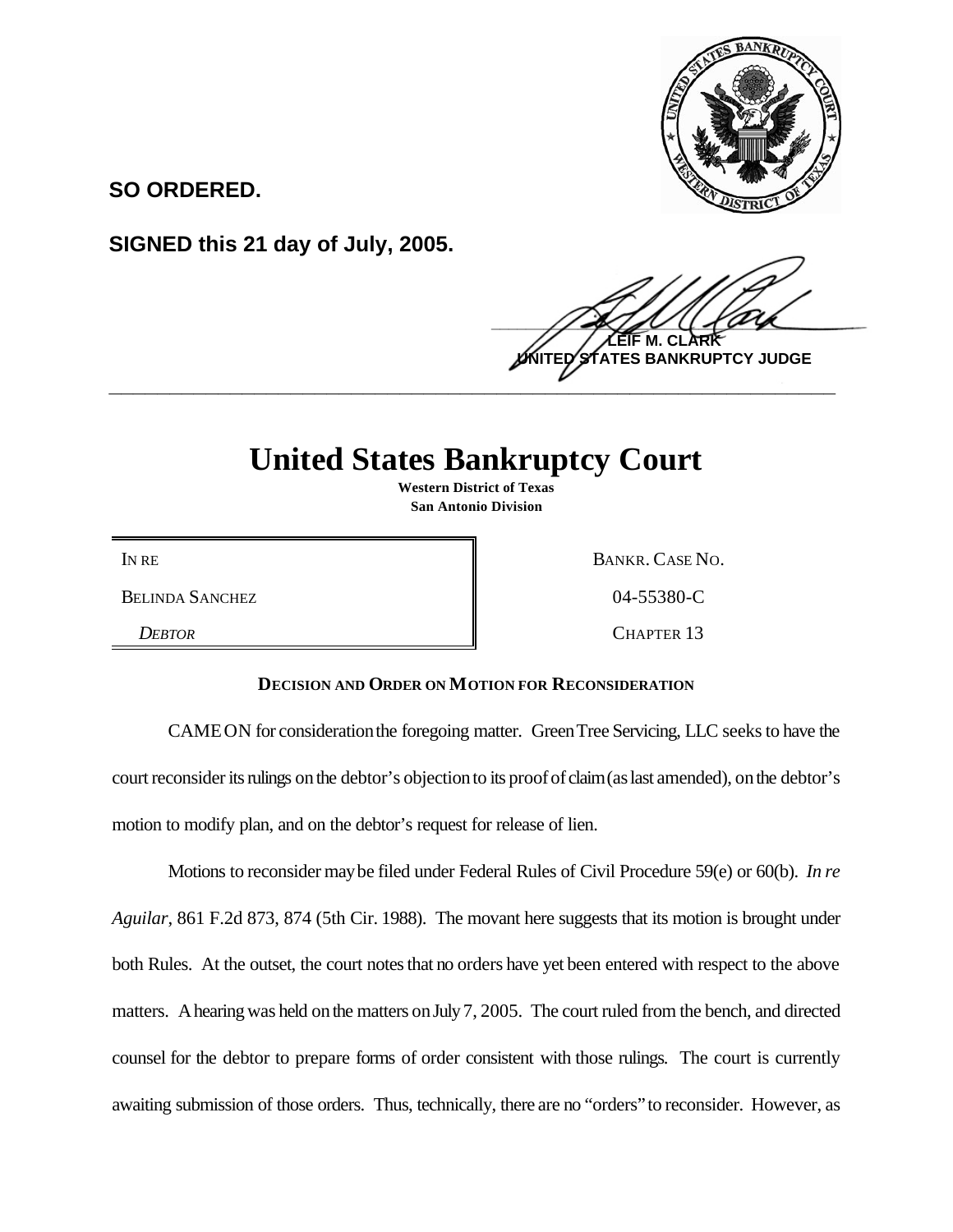**SO ORDERED.**

**SIGNED this 21 day of July, 2005.**

**LEIF M. CLARK**
**UNITED STATES BANKRUPTCY JUDGE**

---

# United States Bankruptcy Court

**Western District of Texas**
**San Antonio Division**

| | |
|---|---|
| IN RE | BANKR. CASE NO. |
| BELINDA SANCHEZ | 04-55380-C |
| *DEBTOR* | CHAPTER 13 |

**DECISION AND ORDER ON MOTION FOR RECONSIDERATION**

CAME ON for consideration the foregoing matter. Green Tree Servicing, LLC seeks to have the court reconsider its rulings on the debtor's objection to its proof of claim (as last amended), on the debtor's motion to modify plan, and on the debtor's request for release of lien.

Motions to reconsider may be filed under Federal Rules of Civil Procedure 59(e) or 60(b). *In re Aguilar*, 861 F.2d 873, 874 (5th Cir. 1988). The movant here suggests that its motion is brought under both Rules. At the outset, the court notes that no orders have yet been entered with respect to the above matters. A hearing was held on the matters on July 7, 2005. The court ruled from the bench, and directed counsel for the debtor to prepare forms of order consistent with those rulings. The court is currently awaiting submission of those orders. Thus, technically, there are no "orders" to reconsider. However, as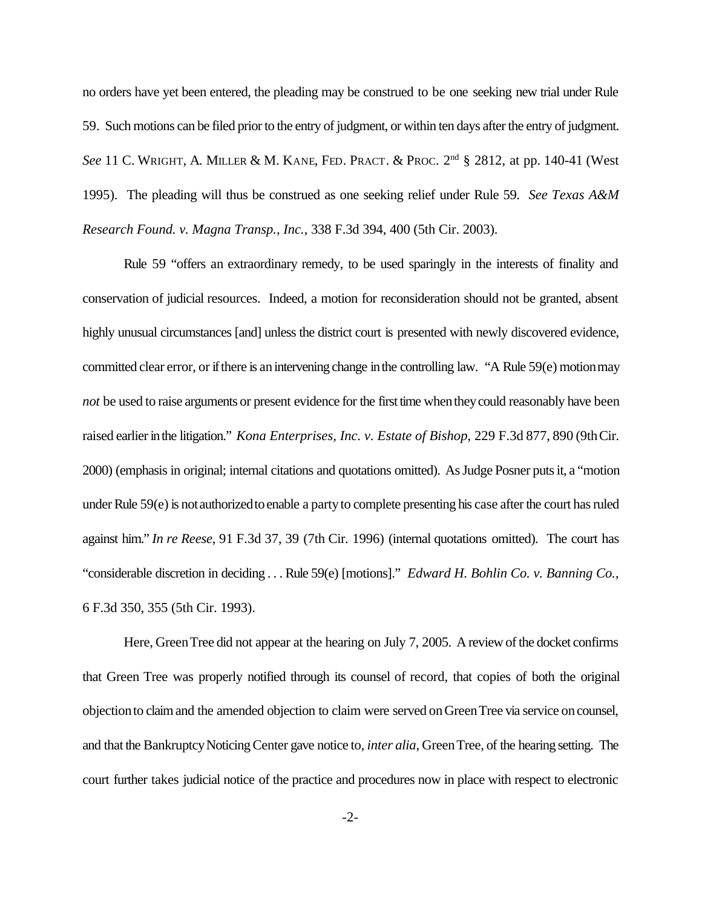no orders have yet been entered, the pleading may be construed to be one seeking new trial under Rule 59. Such motions can be filed prior to the entry of judgment, or within ten days after the entry of judgment. *See* 11 C. WRIGHT, A. MILLER & M. KANE, FED. PRACT. & PROC. 2nd § 2812, at pp. 140-41 (West 1995). The pleading will thus be construed as one seeking relief under Rule 59. *See Texas A&M Research Found. v. Magna Transp., Inc.*, 338 F.3d 394, 400 (5th Cir. 2003).

Rule 59 "offers an extraordinary remedy, to be used sparingly in the interests of finality and conservation of judicial resources. Indeed, a motion for reconsideration should not be granted, absent highly unusual circumstances [and] unless the district court is presented with newly discovered evidence, committed clear error, or if there is an intervening change in the controlling law. "A Rule 59(e) motion may *not* be used to raise arguments or present evidence for the first time when they could reasonably have been raised earlier in the litigation." *Kona Enterprises, Inc. v. Estate of Bishop*, 229 F.3d 877, 890 (9th Cir. 2000) (emphasis in original; internal citations and quotations omitted). As Judge Posner puts it, a "motion under Rule 59(e) is not authorized to enable a party to complete presenting his case after the court has ruled against him." *In re Reese*, 91 F.3d 37, 39 (7th Cir. 1996) (internal quotations omitted). The court has "considerable discretion in deciding . . . Rule 59(e) [motions]." *Edward H. Bohlin Co. v. Banning Co.*, 6 F.3d 350, 355 (5th Cir. 1993).

Here, Green Tree did not appear at the hearing on July 7, 2005. A review of the docket confirms that Green Tree was properly notified through its counsel of record, that copies of both the original objection to claim and the amended objection to claim were served on Green Tree via service on counsel, and that the Bankruptcy Noticing Center gave notice to, *inter alia*, Green Tree, of the hearing setting. The court further takes judicial notice of the practice and procedures now in place with respect to electronic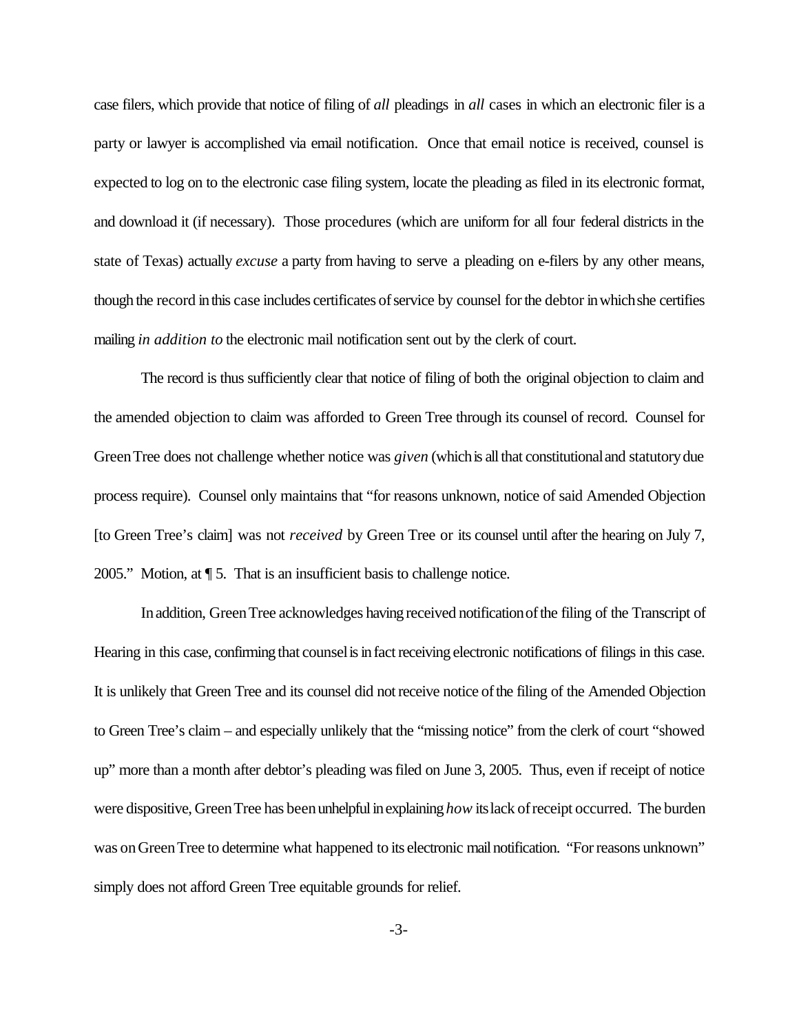case filers, which provide that notice of filing of *all* pleadings in *all* cases in which an electronic filer is a party or lawyer is accomplished via email notification. Once that email notice is received, counsel is expected to log on to the electronic case filing system, locate the pleading as filed in its electronic format, and download it (if necessary). Those procedures (which are uniform for all four federal districts in the state of Texas) actually *excuse* a party from having to serve a pleading on e-filers by any other means, though the record in this case includes certificates of service by counsel for the debtor in which she certifies mailing *in addition to* the electronic mail notification sent out by the clerk of court.

The record is thus sufficiently clear that notice of filing of both the original objection to claim and the amended objection to claim was afforded to Green Tree through its counsel of record. Counsel for Green Tree does not challenge whether notice was *given* (which is all that constitutional and statutory due process require). Counsel only maintains that "for reasons unknown, notice of said Amended Objection [to Green Tree's claim] was not *received* by Green Tree or its counsel until after the hearing on July 7, 2005." Motion, at ¶ 5. That is an insufficient basis to challenge notice.

In addition, Green Tree acknowledges having received notification of the filing of the Transcript of Hearing in this case, confirming that counsel is in fact receiving electronic notifications of filings in this case. It is unlikely that Green Tree and its counsel did not receive notice of the filing of the Amended Objection to Green Tree's claim – and especially unlikely that the "missing notice" from the clerk of court "showed up" more than a month after debtor's pleading was filed on June 3, 2005. Thus, even if receipt of notice were dispositive, Green Tree has been unhelpful in explaining *how* its lack of receipt occurred. The burden was on Green Tree to determine what happened to its electronic mail notification. "For reasons unknown" simply does not afford Green Tree equitable grounds for relief.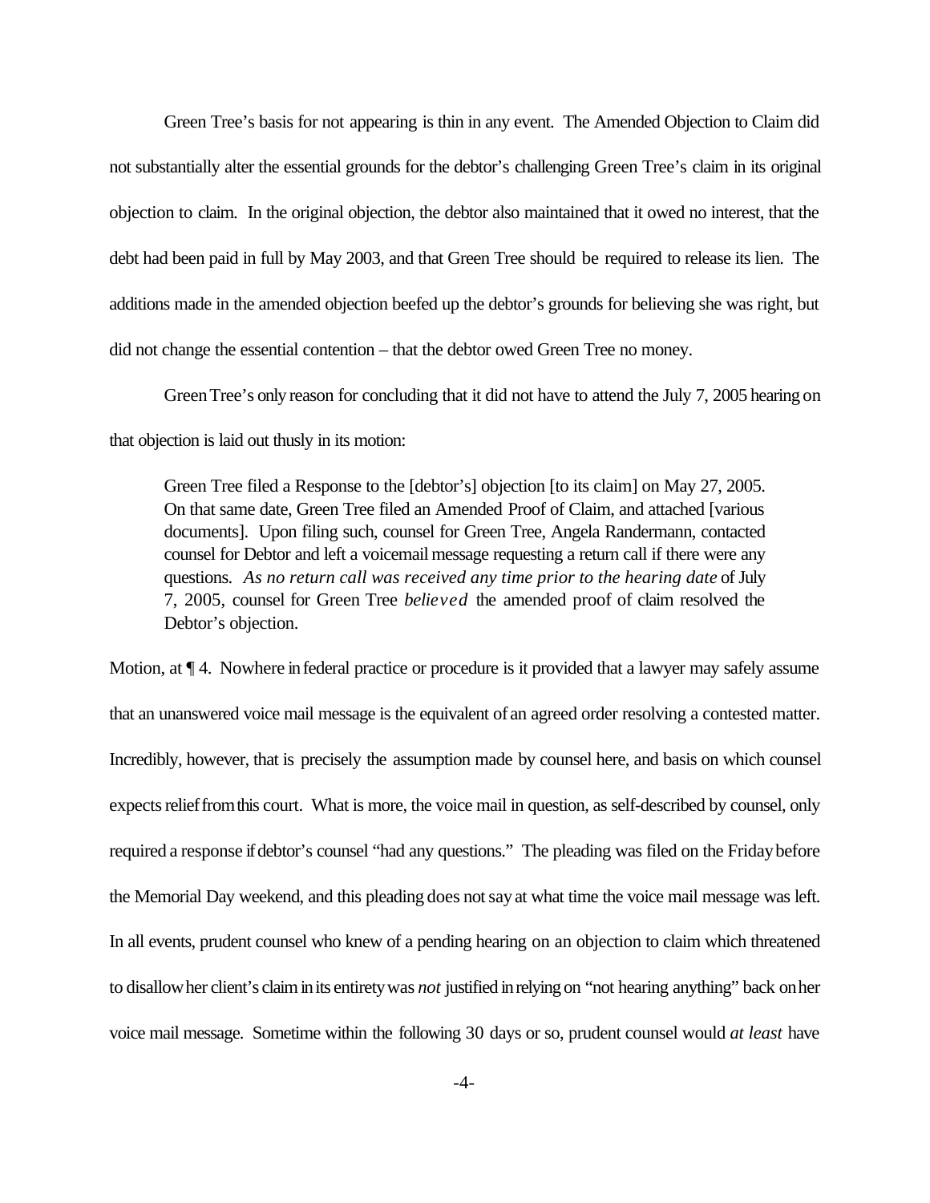Green Tree's basis for not appearing is thin in any event. The Amended Objection to Claim did not substantially alter the essential grounds for the debtor's challenging Green Tree's claim in its original objection to claim. In the original objection, the debtor also maintained that it owed no interest, that the debt had been paid in full by May 2003, and that Green Tree should be required to release its lien. The additions made in the amended objection beefed up the debtor's grounds for believing she was right, but did not change the essential contention – that the debtor owed Green Tree no money.

Green Tree's only reason for concluding that it did not have to attend the July 7, 2005 hearing on that objection is laid out thusly in its motion:

> Green Tree filed a Response to the [debtor's] objection [to its claim] on May 27, 2005. On that same date, Green Tree filed an Amended Proof of Claim, and attached [various documents]. Upon filing such, counsel for Green Tree, Angela Randermann, contacted counsel for Debtor and left a voicemail message requesting a return call if there were any questions. *As no return call was received any time prior to the hearing date* of July 7, 2005, counsel for Green Tree *believed* the amended proof of claim resolved the Debtor's objection.

Motion, at ¶ 4. Nowhere in federal practice or procedure is it provided that a lawyer may safely assume that an unanswered voice mail message is the equivalent of an agreed order resolving a contested matter. Incredibly, however, that is precisely the assumption made by counsel here, and basis on which counsel expects relief from this court. What is more, the voice mail in question, as self-described by counsel, only required a response if debtor's counsel "had any questions." The pleading was filed on the Friday before the Memorial Day weekend, and this pleading does not say at what time the voice mail message was left. In all events, prudent counsel who knew of a pending hearing on an objection to claim which threatened to disallow her client's claim in its entirety was *not* justified in relying on "not hearing anything" back on her voice mail message. Sometime within the following 30 days or so, prudent counsel would *at least* have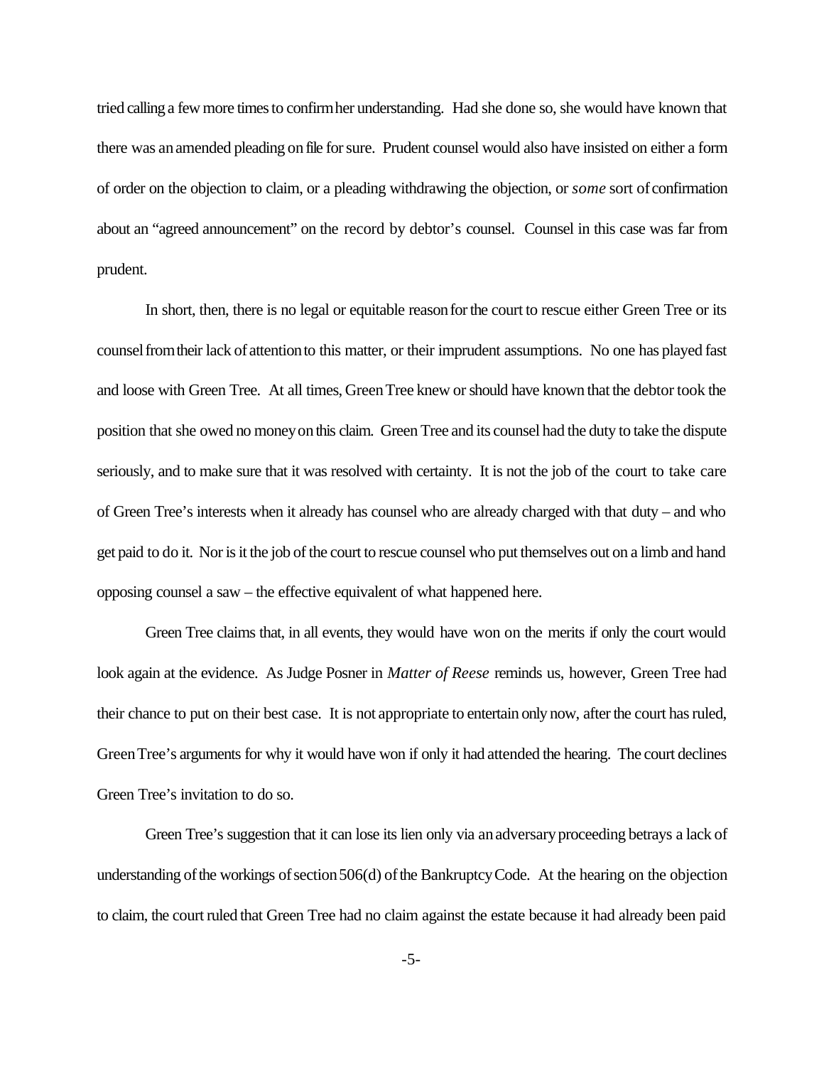tried calling a few more times to confirm her understanding. Had she done so, she would have known that there was an amended pleading on file for sure. Prudent counsel would also have insisted on either a form of order on the objection to claim, or a pleading withdrawing the objection, or *some* sort of confirmation about an "agreed announcement" on the record by debtor's counsel. Counsel in this case was far from prudent.

In short, then, there is no legal or equitable reason for the court to rescue either Green Tree or its counsel from their lack of attention to this matter, or their imprudent assumptions. No one has played fast and loose with Green Tree. At all times, Green Tree knew or should have known that the debtor took the position that she owed no money on this claim. Green Tree and its counsel had the duty to take the dispute seriously, and to make sure that it was resolved with certainty. It is not the job of the court to take care of Green Tree's interests when it already has counsel who are already charged with that duty – and who get paid to do it. Nor is it the job of the court to rescue counsel who put themselves out on a limb and hand opposing counsel a saw – the effective equivalent of what happened here.

Green Tree claims that, in all events, they would have won on the merits if only the court would look again at the evidence. As Judge Posner in *Matter of Reese* reminds us, however, Green Tree had their chance to put on their best case. It is not appropriate to entertain only now, after the court has ruled, Green Tree's arguments for why it would have won if only it had attended the hearing. The court declines Green Tree's invitation to do so.

Green Tree's suggestion that it can lose its lien only via an adversary proceeding betrays a lack of understanding of the workings of section 506(d) of the Bankruptcy Code. At the hearing on the objection to claim, the court ruled that Green Tree had no claim against the estate because it had already been paid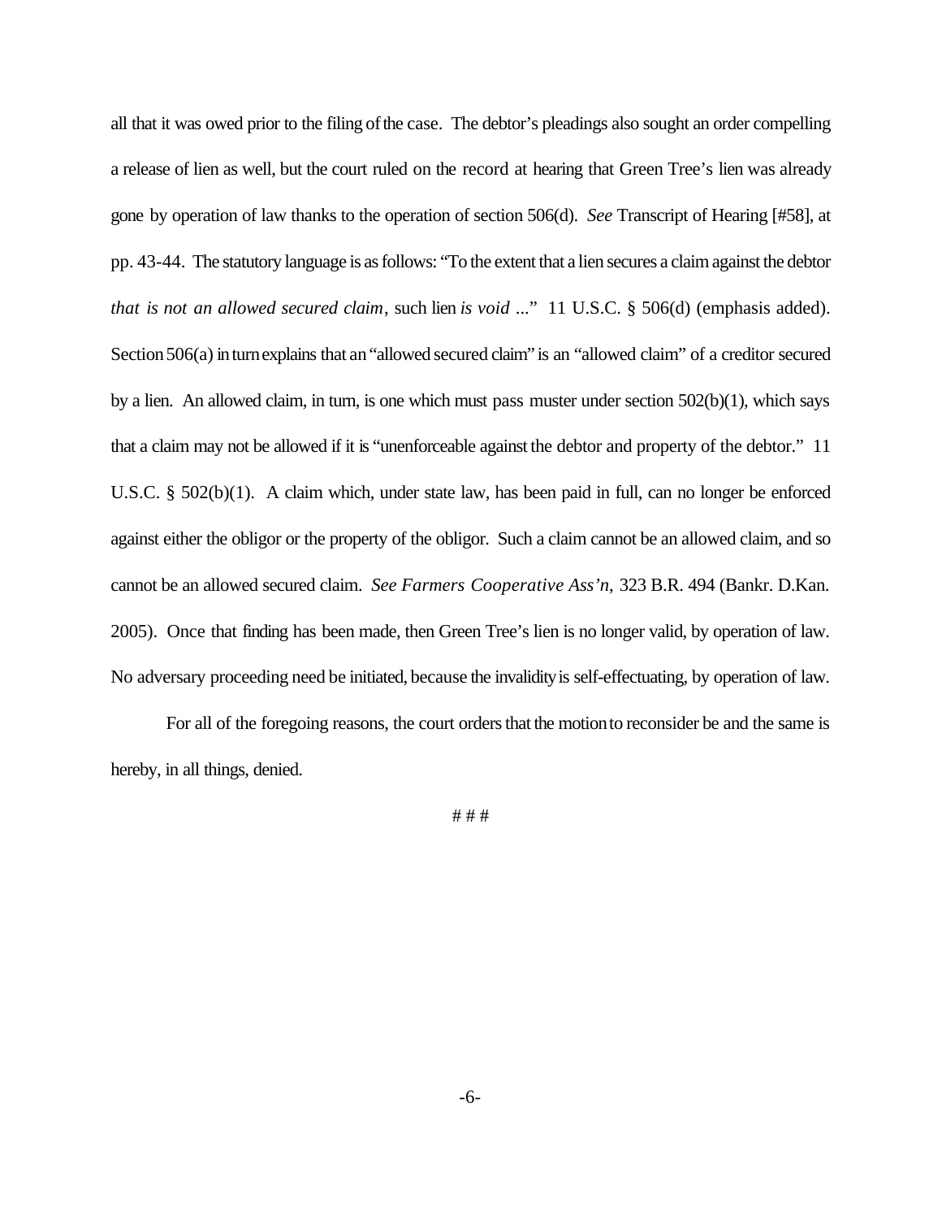all that it was owed prior to the filing of the case. The debtor's pleadings also sought an order compelling a release of lien as well, but the court ruled on the record at hearing that Green Tree's lien was already gone by operation of law thanks to the operation of section 506(d). *See* Transcript of Hearing [#58], at pp. 43-44. The statutory language is as follows: "To the extent that a lien secures a claim against the debtor *that is not an allowed secured claim*, such lien *is void* ..." 11 U.S.C. § 506(d) (emphasis added). Section 506(a) in turn explains that an "allowed secured claim" is an "allowed claim" of a creditor secured by a lien. An allowed claim, in turn, is one which must pass muster under section 502(b)(1), which says that a claim may not be allowed if it is "unenforceable against the debtor and property of the debtor." 11 U.S.C. § 502(b)(1). A claim which, under state law, has been paid in full, can no longer be enforced against either the obligor or the property of the obligor. Such a claim cannot be an allowed claim, and so cannot be an allowed secured claim. *See Farmers Cooperative Ass'n*, 323 B.R. 494 (Bankr. D.Kan. 2005). Once that finding has been made, then Green Tree's lien is no longer valid, by operation of law. No adversary proceeding need be initiated, because the invalidity is self-effectuating, by operation of law.

For all of the foregoing reasons, the court orders that the motion to reconsider be and the same is hereby, in all things, denied.

# # #